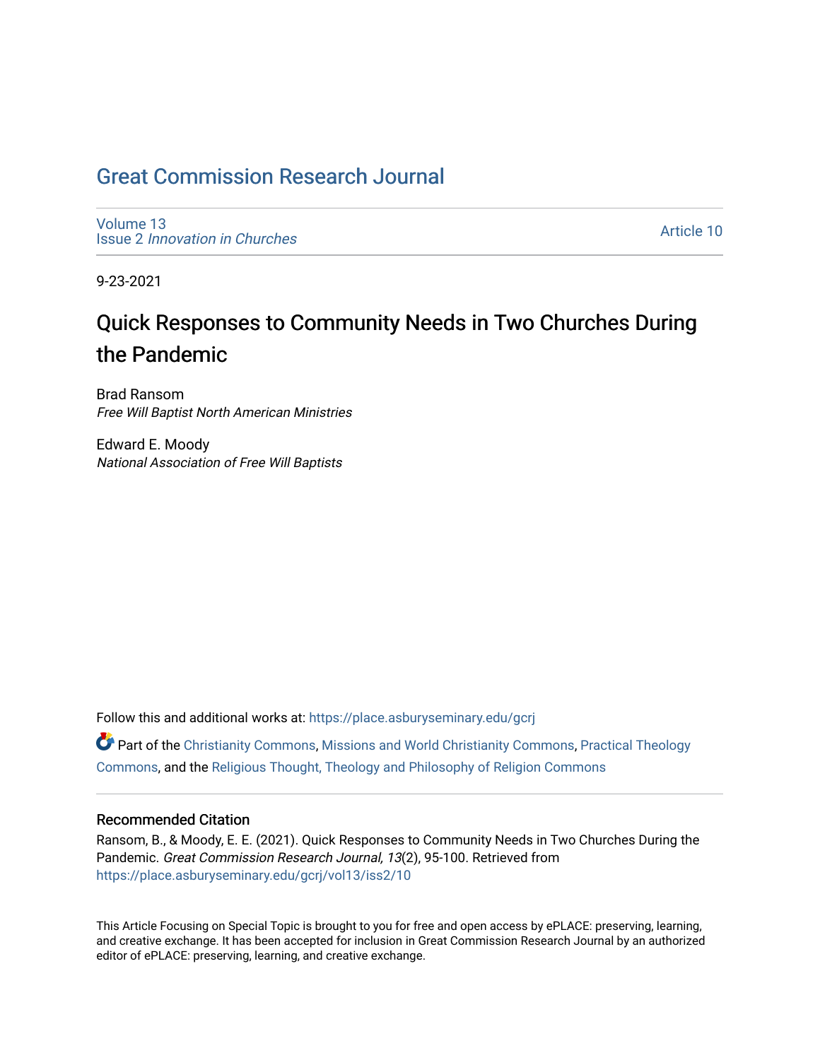# Great Commission Research Journal

Volume 13
Issue 2 *Innovation in Churches*

Article 10

9-23-2021

## Quick Responses to Community Needs in Two Churches During the Pandemic

Brad Ransom
*Free Will Baptist North American Ministries*

Edward E. Moody
*National Association of Free Will Baptists*

Follow this and additional works at: https://place.asburyseminary.edu/gcrj

Part of the Christianity Commons, Missions and World Christianity Commons, Practical Theology Commons, and the Religious Thought, Theology and Philosophy of Religion Commons

### Recommended Citation

Ransom, B., & Moody, E. E. (2021). Quick Responses to Community Needs in Two Churches During the Pandemic. *Great Commission Research Journal, 13*(2), 95-100. Retrieved from https://place.asburyseminary.edu/gcrj/vol13/iss2/10

This Article Focusing on Special Topic is brought to you for free and open access by ePLACE: preserving, learning, and creative exchange. It has been accepted for inclusion in Great Commission Research Journal by an authorized editor of ePLACE: preserving, learning, and creative exchange.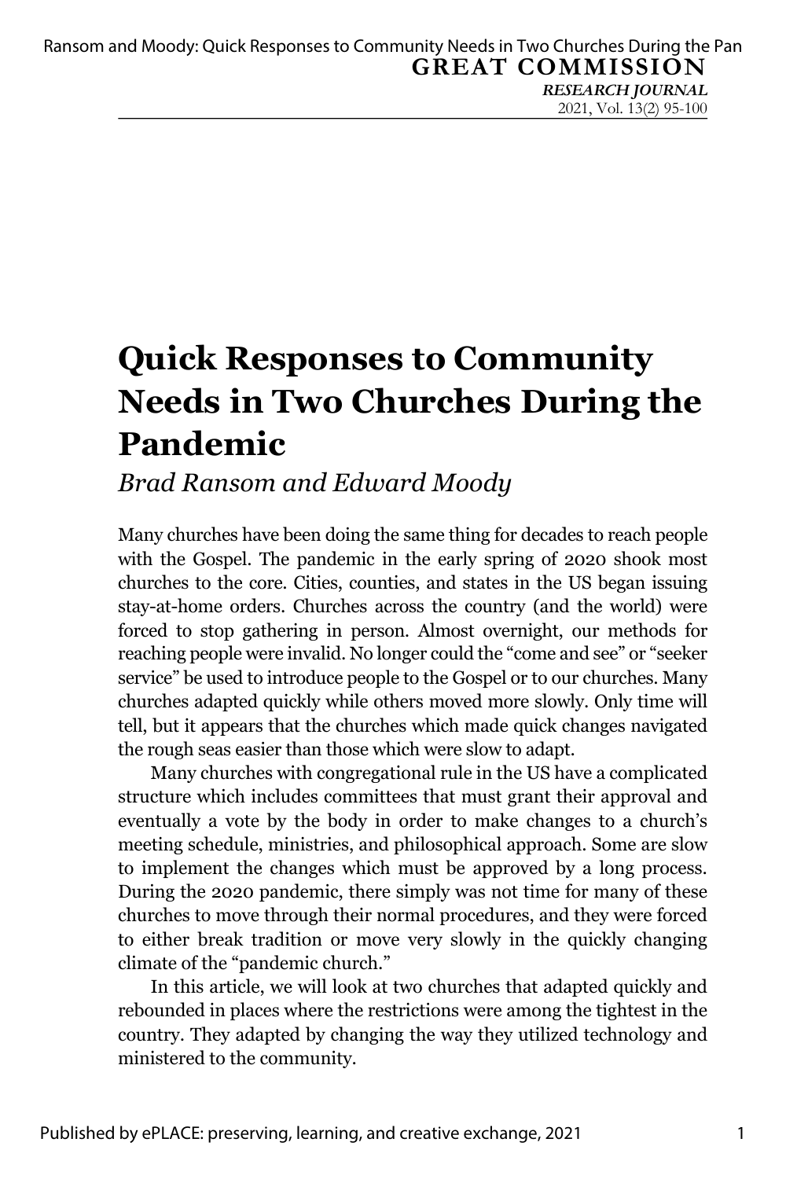# Quick Responses to Community Needs in Two Churches During the Pandemic

*Brad Ransom and Edward Moody*

Many churches have been doing the same thing for decades to reach people with the Gospel. The pandemic in the early spring of 2020 shook most churches to the core. Cities, counties, and states in the US began issuing stay-at-home orders. Churches across the country (and the world) were forced to stop gathering in person. Almost overnight, our methods for reaching people were invalid. No longer could the "come and see" or "seeker service" be used to introduce people to the Gospel or to our churches. Many churches adapted quickly while others moved more slowly. Only time will tell, but it appears that the churches which made quick changes navigated the rough seas easier than those which were slow to adapt.

Many churches with congregational rule in the US have a complicated structure which includes committees that must grant their approval and eventually a vote by the body in order to make changes to a church's meeting schedule, ministries, and philosophical approach. Some are slow to implement the changes which must be approved by a long process. During the 2020 pandemic, there simply was not time for many of these churches to move through their normal procedures, and they were forced to either break tradition or move very slowly in the quickly changing climate of the "pandemic church."

In this article, we will look at two churches that adapted quickly and rebounded in places where the restrictions were among the tightest in the country. They adapted by changing the way they utilized technology and ministered to the community.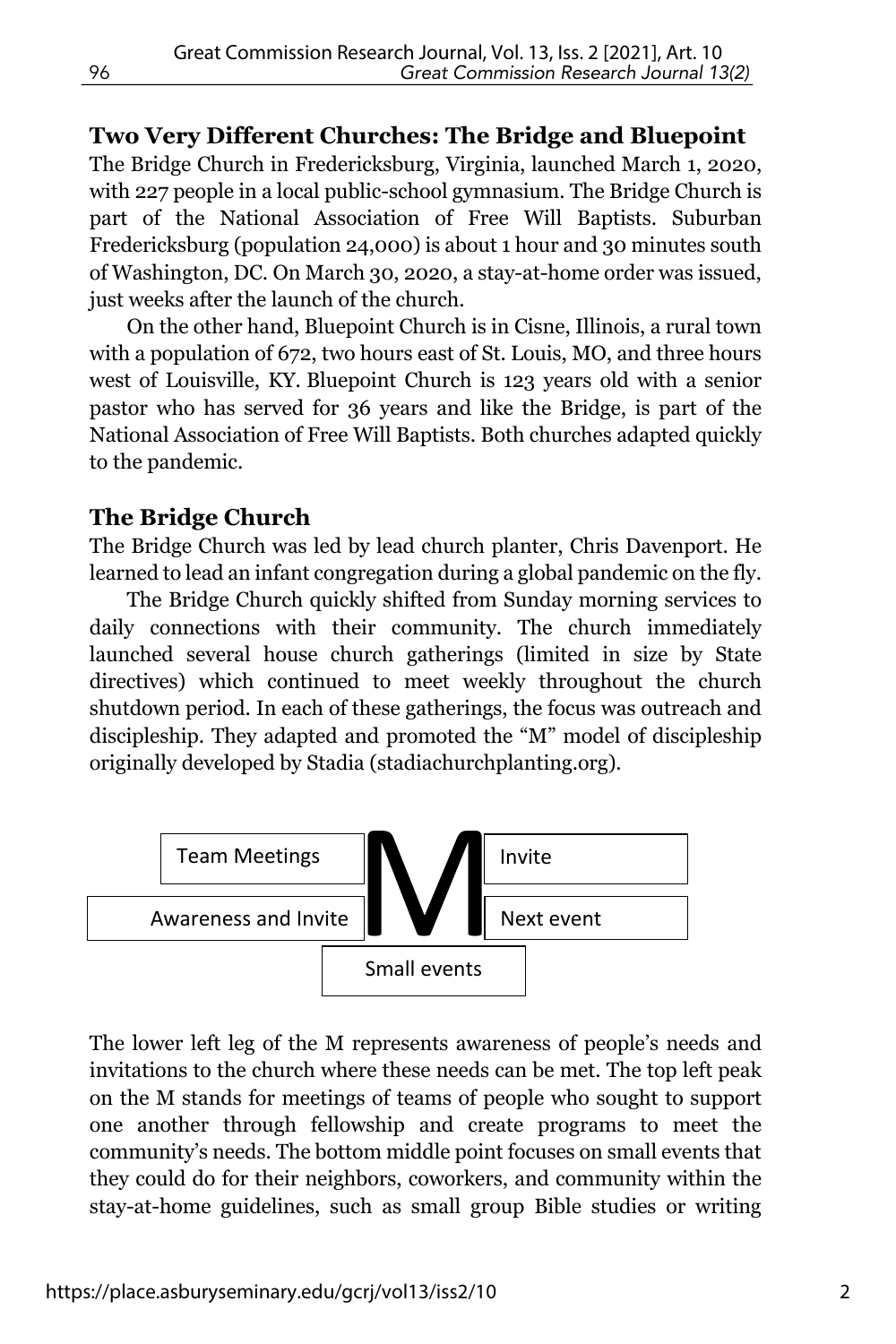## Two Very Different Churches: The Bridge and Bluepoint

The Bridge Church in Fredericksburg, Virginia, launched March 1, 2020, with 227 people in a local public-school gymnasium. The Bridge Church is part of the National Association of Free Will Baptists. Suburban Fredericksburg (population 24,000) is about 1 hour and 30 minutes south of Washington, DC. On March 30, 2020, a stay-at-home order was issued, just weeks after the launch of the church.

On the other hand, Bluepoint Church is in Cisne, Illinois, a rural town with a population of 672, two hours east of St. Louis, MO, and three hours west of Louisville, KY. Bluepoint Church is 123 years old with a senior pastor who has served for 36 years and like the Bridge, is part of the National Association of Free Will Baptists. Both churches adapted quickly to the pandemic.

## The Bridge Church

The Bridge Church was led by lead church planter, Chris Davenport. He learned to lead an infant congregation during a global pandemic on the fly.

The Bridge Church quickly shifted from Sunday morning services to daily connections with their community. The church immediately launched several house church gatherings (limited in size by State directives) which continued to meet weekly throughout the church shutdown period. In each of these gatherings, the focus was outreach and discipleship. They adapted and promoted the "M" model of discipleship originally developed by Stadia (stadiachurchplanting.org).

| | M | |
|---|---|---|
| Team Meetings | | Invite |
| Awareness and Invite | | Next event |
| | Small events | |

The lower left leg of the M represents awareness of people's needs and invitations to the church where these needs can be met. The top left peak on the M stands for meetings of teams of people who sought to support one another through fellowship and create programs to meet the community's needs. The bottom middle point focuses on small events that they could do for their neighbors, coworkers, and community within the stay-at-home guidelines, such as small group Bible studies or writing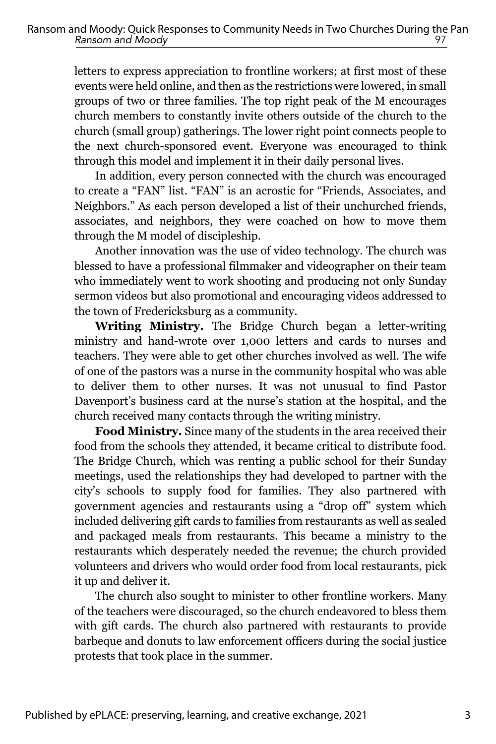letters to express appreciation to frontline workers; at first most of these events were held online, and then as the restrictions were lowered, in small groups of two or three families. The top right peak of the M encourages church members to constantly invite others outside of the church to the church (small group) gatherings. The lower right point connects people to the next church-sponsored event. Everyone was encouraged to think through this model and implement it in their daily personal lives.

In addition, every person connected with the church was encouraged to create a "FAN" list. "FAN" is an acrostic for "Friends, Associates, and Neighbors." As each person developed a list of their unchurched friends, associates, and neighbors, they were coached on how to move them through the M model of discipleship.

Another innovation was the use of video technology. The church was blessed to have a professional filmmaker and videographer on their team who immediately went to work shooting and producing not only Sunday sermon videos but also promotional and encouraging videos addressed to the town of Fredericksburg as a community.

**Writing Ministry.** The Bridge Church began a letter-writing ministry and hand-wrote over 1,000 letters and cards to nurses and teachers. They were able to get other churches involved as well. The wife of one of the pastors was a nurse in the community hospital who was able to deliver them to other nurses. It was not unusual to find Pastor Davenport's business card at the nurse's station at the hospital, and the church received many contacts through the writing ministry.

**Food Ministry.** Since many of the students in the area received their food from the schools they attended, it became critical to distribute food. The Bridge Church, which was renting a public school for their Sunday meetings, used the relationships they had developed to partner with the city's schools to supply food for families. They also partnered with government agencies and restaurants using a "drop off" system which included delivering gift cards to families from restaurants as well as sealed and packaged meals from restaurants. This became a ministry to the restaurants which desperately needed the revenue; the church provided volunteers and drivers who would order food from local restaurants, pick it up and deliver it.

The church also sought to minister to other frontline workers. Many of the teachers were discouraged, so the church endeavored to bless them with gift cards. The church also partnered with restaurants to provide barbeque and donuts to law enforcement officers during the social justice protests that took place in the summer.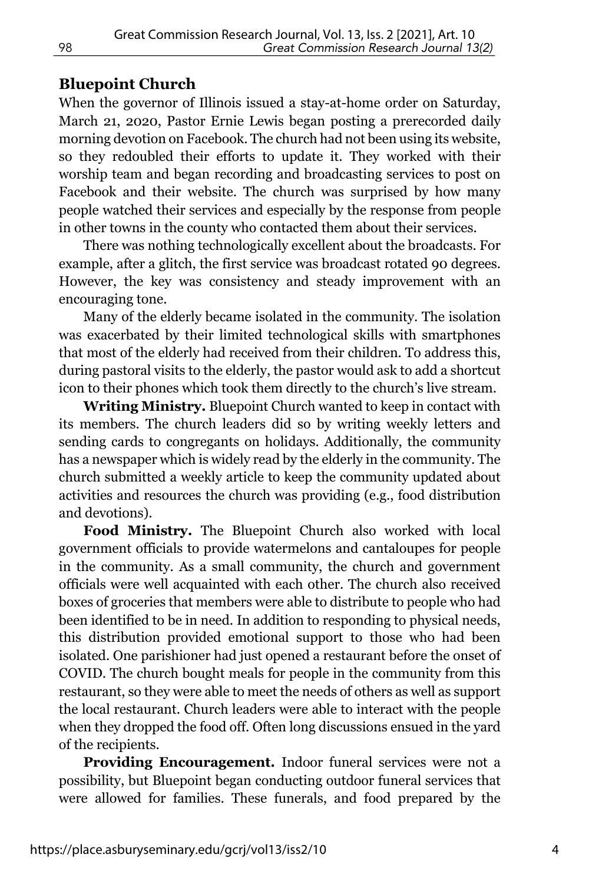## Bluepoint Church

When the governor of Illinois issued a stay-at-home order on Saturday, March 21, 2020, Pastor Ernie Lewis began posting a prerecorded daily morning devotion on Facebook. The church had not been using its website, so they redoubled their efforts to update it. They worked with their worship team and began recording and broadcasting services to post on Facebook and their website. The church was surprised by how many people watched their services and especially by the response from people in other towns in the county who contacted them about their services.

There was nothing technologically excellent about the broadcasts. For example, after a glitch, the first service was broadcast rotated 90 degrees. However, the key was consistency and steady improvement with an encouraging tone.

Many of the elderly became isolated in the community. The isolation was exacerbated by their limited technological skills with smartphones that most of the elderly had received from their children. To address this, during pastoral visits to the elderly, the pastor would ask to add a shortcut icon to their phones which took them directly to the church's live stream.

**Writing Ministry.** Bluepoint Church wanted to keep in contact with its members. The church leaders did so by writing weekly letters and sending cards to congregants on holidays. Additionally, the community has a newspaper which is widely read by the elderly in the community. The church submitted a weekly article to keep the community updated about activities and resources the church was providing (e.g., food distribution and devotions).

**Food Ministry.** The Bluepoint Church also worked with local government officials to provide watermelons and cantaloupes for people in the community. As a small community, the church and government officials were well acquainted with each other. The church also received boxes of groceries that members were able to distribute to people who had been identified to be in need. In addition to responding to physical needs, this distribution provided emotional support to those who had been isolated. One parishioner had just opened a restaurant before the onset of COVID. The church bought meals for people in the community from this restaurant, so they were able to meet the needs of others as well as support the local restaurant. Church leaders were able to interact with the people when they dropped the food off. Often long discussions ensued in the yard of the recipients.

**Providing Encouragement.** Indoor funeral services were not a possibility, but Bluepoint began conducting outdoor funeral services that were allowed for families. These funerals, and food prepared by the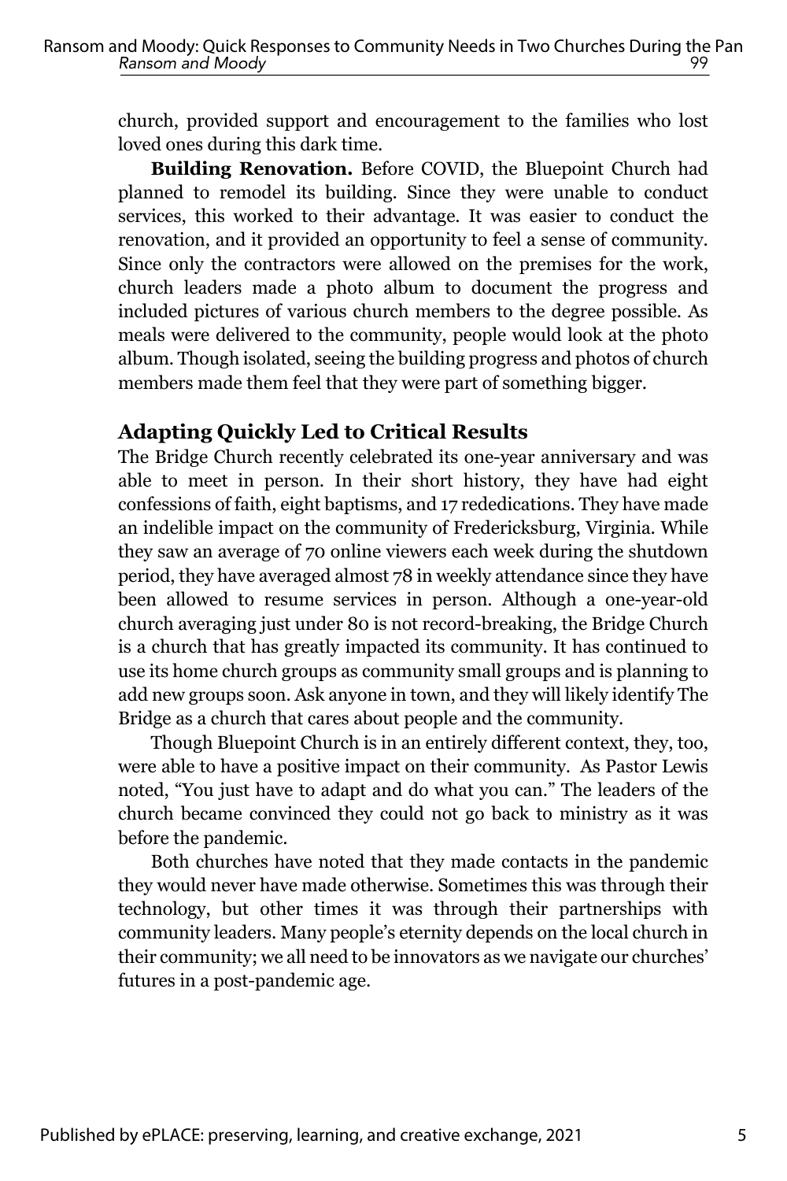church, provided support and encouragement to the families who lost loved ones during this dark time.

**Building Renovation.** Before COVID, the Bluepoint Church had planned to remodel its building. Since they were unable to conduct services, this worked to their advantage. It was easier to conduct the renovation, and it provided an opportunity to feel a sense of community. Since only the contractors were allowed on the premises for the work, church leaders made a photo album to document the progress and included pictures of various church members to the degree possible. As meals were delivered to the community, people would look at the photo album. Though isolated, seeing the building progress and photos of church members made them feel that they were part of something bigger.

## Adapting Quickly Led to Critical Results

The Bridge Church recently celebrated its one-year anniversary and was able to meet in person. In their short history, they have had eight confessions of faith, eight baptisms, and 17 rededications. They have made an indelible impact on the community of Fredericksburg, Virginia. While they saw an average of 70 online viewers each week during the shutdown period, they have averaged almost 78 in weekly attendance since they have been allowed to resume services in person. Although a one-year-old church averaging just under 80 is not record-breaking, the Bridge Church is a church that has greatly impacted its community. It has continued to use its home church groups as community small groups and is planning to add new groups soon. Ask anyone in town, and they will likely identify The Bridge as a church that cares about people and the community.

Though Bluepoint Church is in an entirely different context, they, too, were able to have a positive impact on their community. As Pastor Lewis noted, "You just have to adapt and do what you can." The leaders of the church became convinced they could not go back to ministry as it was before the pandemic.

Both churches have noted that they made contacts in the pandemic they would never have made otherwise. Sometimes this was through their technology, but other times it was through their partnerships with community leaders. Many people's eternity depends on the local church in their community; we all need to be innovators as we navigate our churches' futures in a post-pandemic age.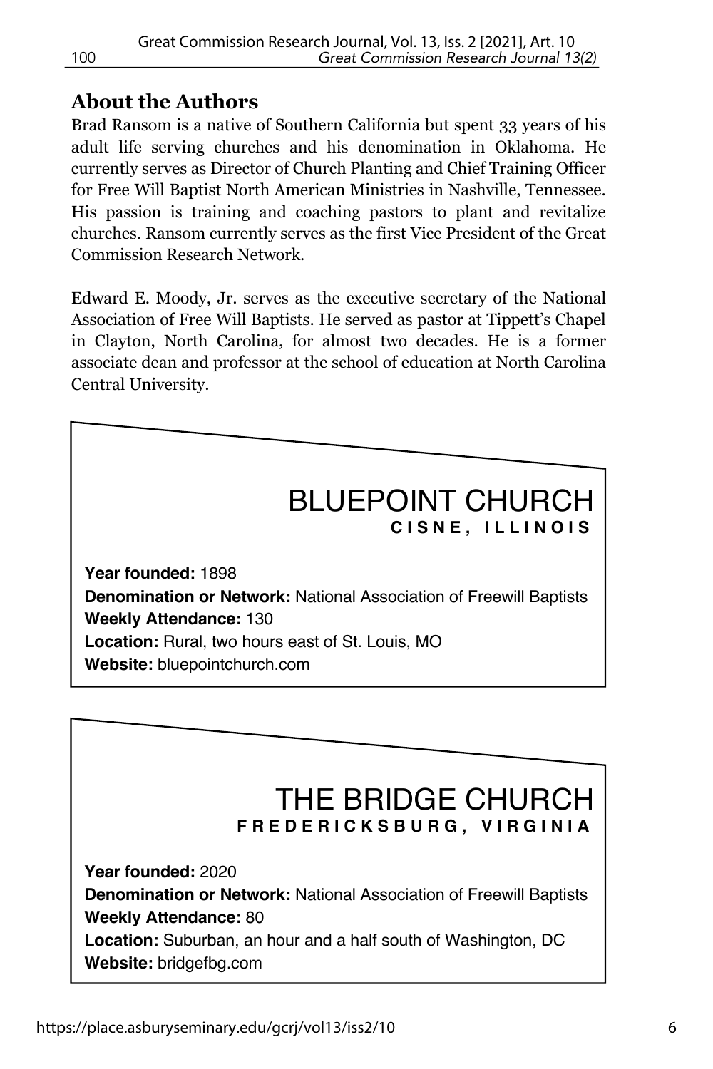## About the Authors

Brad Ransom is a native of Southern California but spent 33 years of his adult life serving churches and his denomination in Oklahoma. He currently serves as Director of Church Planting and Chief Training Officer for Free Will Baptist North American Ministries in Nashville, Tennessee. His passion is training and coaching pastors to plant and revitalize churches. Ransom currently serves as the first Vice President of the Great Commission Research Network.

Edward E. Moody, Jr. serves as the executive secretary of the National Association of Free Will Baptists. He served as pastor at Tippett's Chapel in Clayton, North Carolina, for almost two decades. He is a former associate dean and professor at the school of education at North Carolina Central University.

### BLUEPOINT CHURCH
**CISNE, ILLINOIS**

**Year founded:** 1898
**Denomination or Network:** National Association of Freewill Baptists
**Weekly Attendance:** 130
**Location:** Rural, two hours east of St. Louis, MO
**Website:** bluepointchurch.com

### THE BRIDGE CHURCH
**FREDERICKSBURG, VIRGINIA**

**Year founded:** 2020
**Denomination or Network:** National Association of Freewill Baptists
**Weekly Attendance:** 80
**Location:** Suburban, an hour and a half south of Washington, DC
**Website:** bridgefbg.com